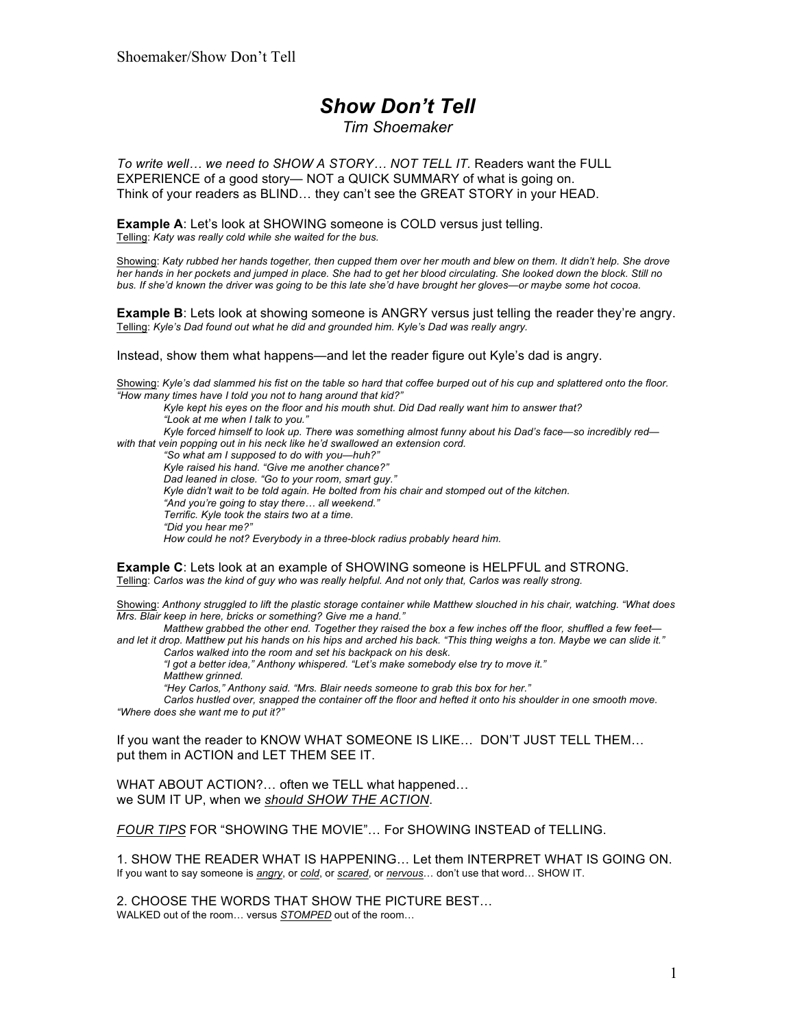# *Show Don't Tell*

*Tim Shoemaker*

*To write well… we need to SHOW A STORY… NOT TELL IT*. Readers want the FULL EXPERIENCE of a good story— NOT a QUICK SUMMARY of what is going on. Think of your readers as BLIND… they can't see the GREAT STORY in your HEAD.

**Example A**: Let's look at SHOWING someone is COLD versus just telling.
<u>Telling</u>: *Katy was really cold while she waited for the bus.*

<u>Showing</u>: *Katy rubbed her hands together, then cupped them over her mouth and blew on them. It didn't help. She drove her hands in her pockets and jumped in place. She had to get her blood circulating. She looked down the block. Still no bus. If she'd known the driver was going to be this late she'd have brought her gloves—or maybe some hot cocoa.*

**Example B**: Lets look at showing someone is ANGRY versus just telling the reader they're angry.
<u>Telling</u>: *Kyle's Dad found out what he did and grounded him. Kyle's Dad was really angry.*

Instead, show them what happens—and let the reader figure out Kyle's dad is angry.

<u>Showing</u>: *Kyle's dad slammed his fist on the table so hard that coffee burped out of his cup and splattered onto the floor. "How many times have I told you not to hang around that kid?"*

*Kyle kept his eyes on the floor and his mouth shut. Did Dad really want him to answer that?*

*"Look at me when I talk to you."*

*Kyle forced himself to look up. There was something almost funny about his Dad's face—so incredibly red—with that vein popping out in his neck like he'd swallowed an extension cord.*

*"So what am I supposed to do with you—huh?"*

*Kyle raised his hand. "Give me another chance?"*

*Dad leaned in close. "Go to your room, smart guy."*

*Kyle didn't wait to be told again. He bolted from his chair and stomped out of the kitchen.*

*"And you're going to stay there… all weekend."*

*Terrific. Kyle took the stairs two at a time.*

*"Did you hear me?"*

*How could he not? Everybody in a three-block radius probably heard him.*

**Example C**: Lets look at an example of SHOWING someone is HELPFUL and STRONG.
<u>Telling</u>: *Carlos was the kind of guy who was really helpful. And not only that, Carlos was really strong.*

<u>Showing</u>: *Anthony struggled to lift the plastic storage container while Matthew slouched in his chair, watching. "What does Mrs. Blair keep in here, bricks or something? Give me a hand."*

*Matthew grabbed the other end. Together they raised the box a few inches off the floor, shuffled a few feet—and let it drop. Matthew put his hands on his hips and arched his back. "This thing weighs a ton. Maybe we can slide it."*

*Carlos walked into the room and set his backpack on his desk.*

*"I got a better idea," Anthony whispered. "Let's make somebody else try to move it."*

*Matthew grinned.*

*"Hey Carlos," Anthony said. "Mrs. Blair needs someone to grab this box for her."*

*Carlos hustled over, snapped the container off the floor and hefted it onto his shoulder in one smooth move. "Where does she want me to put it?"*

If you want the reader to KNOW WHAT SOMEONE IS LIKE… DON'T JUST TELL THEM… put them in ACTION and LET THEM SEE IT.

WHAT ABOUT ACTION?… often we TELL what happened… we SUM IT UP, when we *<u>should SHOW THE ACTION</u>*.

*<u>FOUR TIPS</u>* FOR "SHOWING THE MOVIE"… For SHOWING INSTEAD of TELLING.

1. SHOW THE READER WHAT IS HAPPENING… Let them INTERPRET WHAT IS GOING ON.
If you want to say someone is *<u>angry</u>*, or *<u>cold</u>*, or *<u>scared</u>*, or *<u>nervous</u>*… don't use that word… SHOW IT.

2. CHOOSE THE WORDS THAT SHOW THE PICTURE BEST…
WALKED out of the room… versus *<u>STOMPED</u>* out of the room…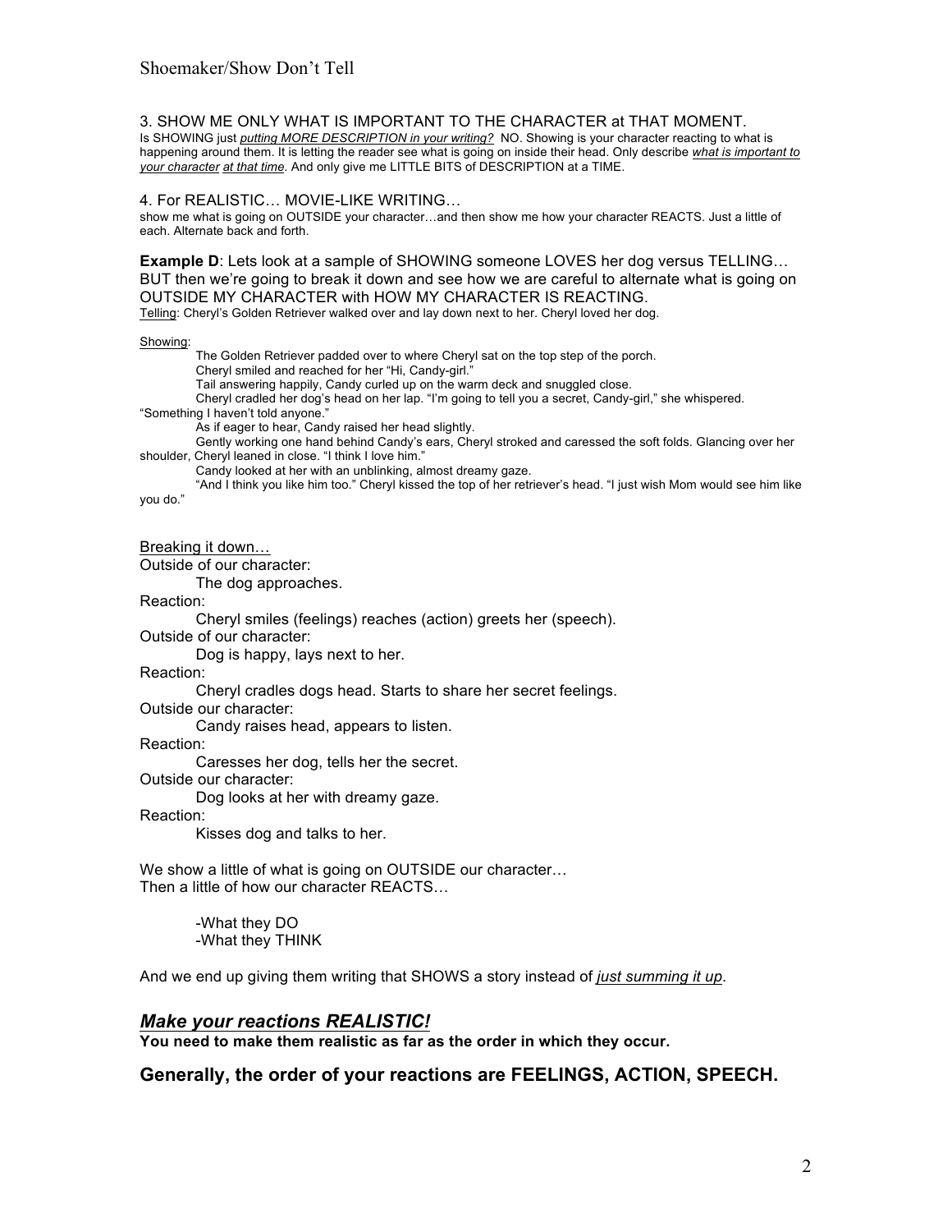3. SHOW ME ONLY WHAT IS IMPORTANT TO THE CHARACTER at THAT MOMENT.

Is SHOWING just *putting MORE DESCRIPTION in your writing?* NO. Showing is your character reacting to what is happening around them. It is letting the reader see what is going on inside their head. Only describe *what is important to your character at that time*. And only give me LITTLE BITS of DESCRIPTION at a TIME.

4. For REALISTIC… MOVIE-LIKE WRITING…

show me what is going on OUTSIDE your character…and then show me how your character REACTS. Just a little of each. Alternate back and forth.

**Example D**: Lets look at a sample of SHOWING someone LOVES her dog versus TELLING… BUT then we're going to break it down and see how we are careful to alternate what is going on OUTSIDE MY CHARACTER with HOW MY CHARACTER IS REACTING.

Telling: Cheryl's Golden Retriever walked over and lay down next to her. Cheryl loved her dog.

Showing:

The Golden Retriever padded over to where Cheryl sat on the top step of the porch.

Cheryl smiled and reached for her "Hi, Candy-girl."

Tail answering happily, Candy curled up on the warm deck and snuggled close.

Cheryl cradled her dog's head on her lap. "I'm going to tell you a secret, Candy-girl," she whispered. "Something I haven't told anyone."

As if eager to hear, Candy raised her head slightly.

Gently working one hand behind Candy's ears, Cheryl stroked and caressed the soft folds. Glancing over her shoulder, Cheryl leaned in close. "I think I love him."

Candy looked at her with an unblinking, almost dreamy gaze.

"And I think you like him too." Cheryl kissed the top of her retriever's head. "I just wish Mom would see him like you do."

Breaking it down…

Outside of our character:
The dog approaches.

Reaction:
Cheryl smiles (feelings) reaches (action) greets her (speech).

Outside of our character:
Dog is happy, lays next to her.

Reaction:
Cheryl cradles dogs head. Starts to share her secret feelings.

Outside our character:
Candy raises head, appears to listen.

Reaction:
Caresses her dog, tells her the secret.

Outside our character:
Dog looks at her with dreamy gaze.

Reaction:
Kisses dog and talks to her.

We show a little of what is going on OUTSIDE our character…
Then a little of how our character REACTS…

- What they DO
- What they THINK

And we end up giving them writing that SHOWS a story instead of *just summing it up*.

## *Make your reactions REALISTIC!*

**You need to make them realistic as far as the order in which they occur.**

## Generally, the order of your reactions are FEELINGS, ACTION, SPEECH.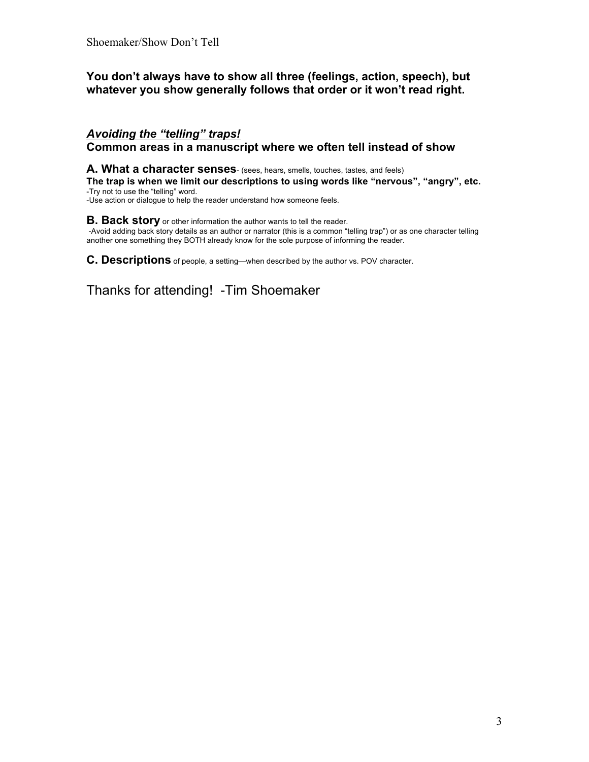**You don't always have to show all three (feelings, action, speech), but whatever you show generally follows that order or it won't read right.**

## ***Avoiding the "telling" traps!***

**Common areas in a manuscript where we often tell instead of show**

**A. What a character senses**- (sees, hears, smells, touches, tastes, and feels)

**The trap is when we limit our descriptions to using words like "nervous", "angry", etc.**

-Try not to use the "telling" word.

-Use action or dialogue to help the reader understand how someone feels.

**B. Back story** or other information the author wants to tell the reader.

-Avoid adding back story details as an author or narrator (this is a common "telling trap") or as one character telling another one something they BOTH already know for the sole purpose of informing the reader.

**C. Descriptions** of people, a setting—when described by the author vs. POV character.

Thanks for attending! -Tim Shoemaker